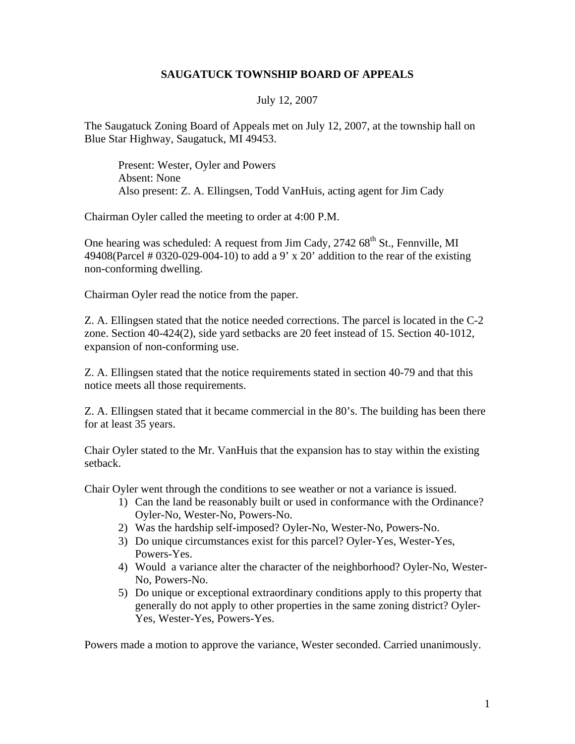# SAUGATUCK TOWNSHIP BOARD OF APPEALS

July 12, 2007

The Saugatuck Zoning Board of Appeals met on July 12, 2007, at the township hall on Blue Star Highway, Saugatuck, MI 49453.

> Present: Wester, Oyler and Powers
> Absent: None
> Also present: Z. A. Ellingsen, Todd VanHuis, acting agent for Jim Cady

Chairman Oyler called the meeting to order at 4:00 P.M.

One hearing was scheduled: A request from Jim Cady, 2742 68th St., Fennville, MI 49408(Parcel # 0320-029-004-10) to add a 9' x 20' addition to the rear of the existing non-conforming dwelling.

Chairman Oyler read the notice from the paper.

Z. A. Ellingsen stated that the notice needed corrections. The parcel is located in the C-2 zone. Section 40-424(2), side yard setbacks are 20 feet instead of 15. Section 40-1012, expansion of non-conforming use.

Z. A. Ellingsen stated that the notice requirements stated in section 40-79 and that this notice meets all those requirements.

Z. A. Ellingsen stated that it became commercial in the 80's. The building has been there for at least 35 years.

Chair Oyler stated to the Mr. VanHuis that the expansion has to stay within the existing setback.

Chair Oyler went through the conditions to see weather or not a variance is issued.

1) Can the land be reasonably built or used in conformance with the Ordinance? Oyler-No, Wester-No, Powers-No.
2) Was the hardship self-imposed? Oyler-No, Wester-No, Powers-No.
3) Do unique circumstances exist for this parcel? Oyler-Yes, Wester-Yes, Powers-Yes.
4) Would a variance alter the character of the neighborhood? Oyler-No, Wester-No, Powers-No.
5) Do unique or exceptional extraordinary conditions apply to this property that generally do not apply to other properties in the same zoning district? Oyler-Yes, Wester-Yes, Powers-Yes.

Powers made a motion to approve the variance, Wester seconded. Carried unanimously.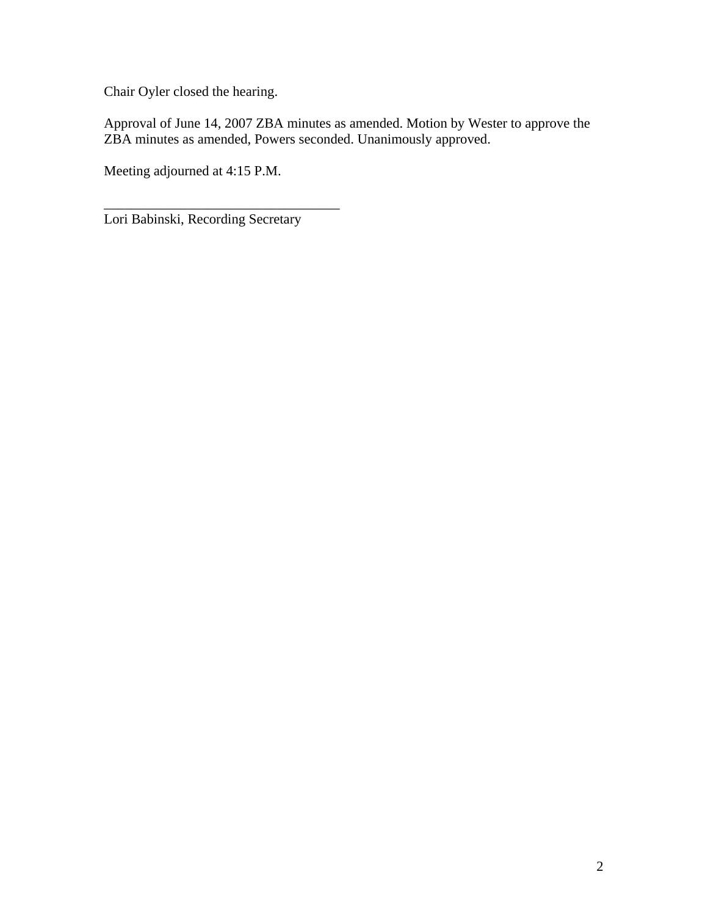Chair Oyler closed the hearing.

Approval of June 14, 2007 ZBA minutes as amended. Motion by Wester to approve the ZBA minutes as amended, Powers seconded. Unanimously approved.

Meeting adjourned at 4:15 P.M.

___________________________________
Lori Babinski, Recording Secretary